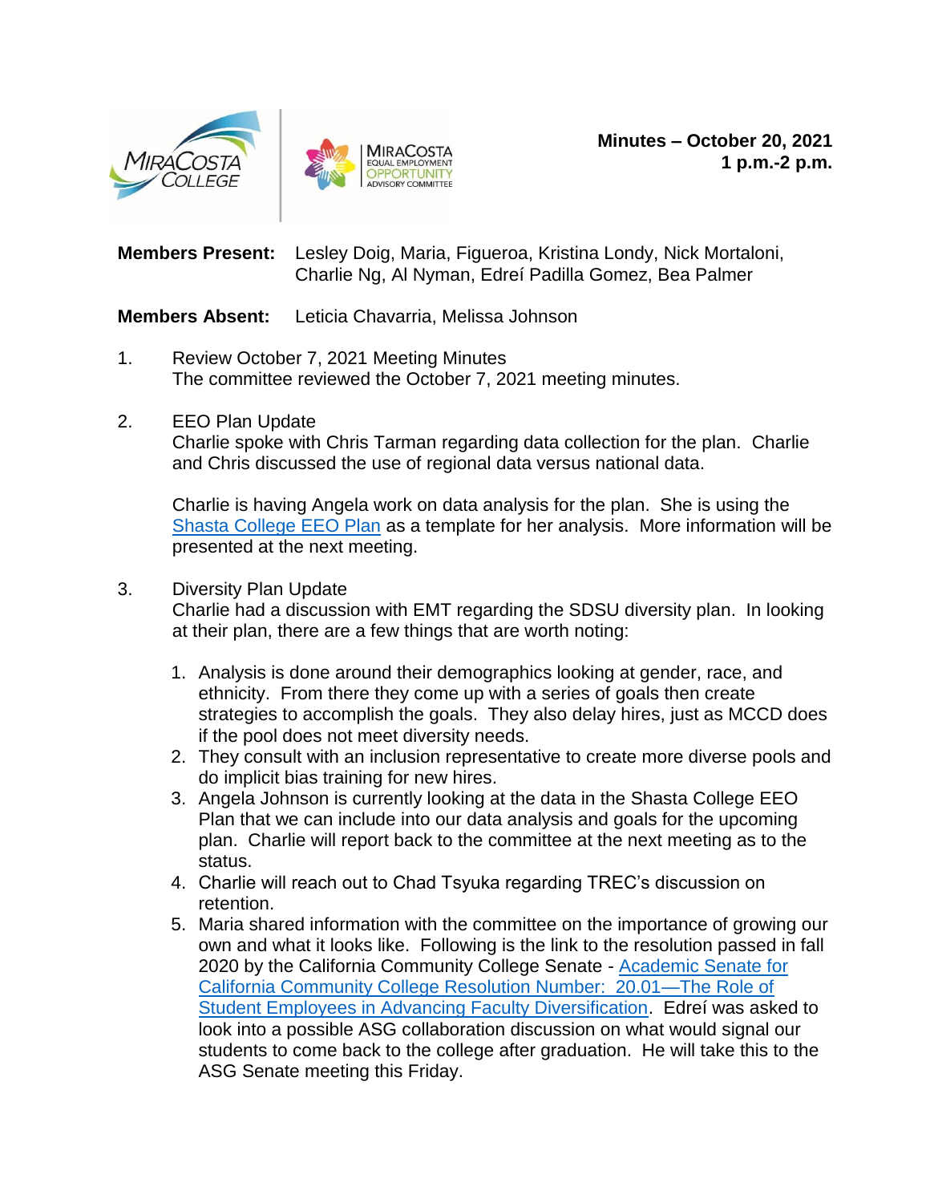**Minutes – October 20, 2021**
**1 p.m.-2 p.m.**

**Members Present:** Lesley Doig, Maria, Figueroa, Kristina Londy, Nick Mortaloni, Charlie Ng, Al Nyman, Edreí Padilla Gomez, Bea Palmer

**Members Absent:** Leticia Chavarria, Melissa Johnson

1. Review October 7, 2021 Meeting Minutes
   The committee reviewed the October 7, 2021 meeting minutes.

2. EEO Plan Update
   Charlie spoke with Chris Tarman regarding data collection for the plan. Charlie and Chris discussed the use of regional data versus national data.

   Charlie is having Angela work on data analysis for the plan. She is using the Shasta College EEO Plan as a template for her analysis. More information will be presented at the next meeting.

3. Diversity Plan Update
   Charlie had a discussion with EMT regarding the SDSU diversity plan. In looking at their plan, there are a few things that are worth noting:

   1. Analysis is done around their demographics looking at gender, race, and ethnicity. From there they come up with a series of goals then create strategies to accomplish the goals. They also delay hires, just as MCCD does if the pool does not meet diversity needs.
   2. They consult with an inclusion representative to create more diverse pools and do implicit bias training for new hires.
   3. Angela Johnson is currently looking at the data in the Shasta College EEO Plan that we can include into our data analysis and goals for the upcoming plan. Charlie will report back to the committee at the next meeting as to the status.
   4. Charlie will reach out to Chad Tsyuka regarding TREC's discussion on retention.
   5. Maria shared information with the committee on the importance of growing our own and what it looks like. Following is the link to the resolution passed in fall 2020 by the California Community College Senate - Academic Senate for California Community College Resolution Number: 20.01—The Role of Student Employees in Advancing Faculty Diversification. Edreí was asked to look into a possible ASG collaboration discussion on what would signal our students to come back to the college after graduation. He will take this to the ASG Senate meeting this Friday.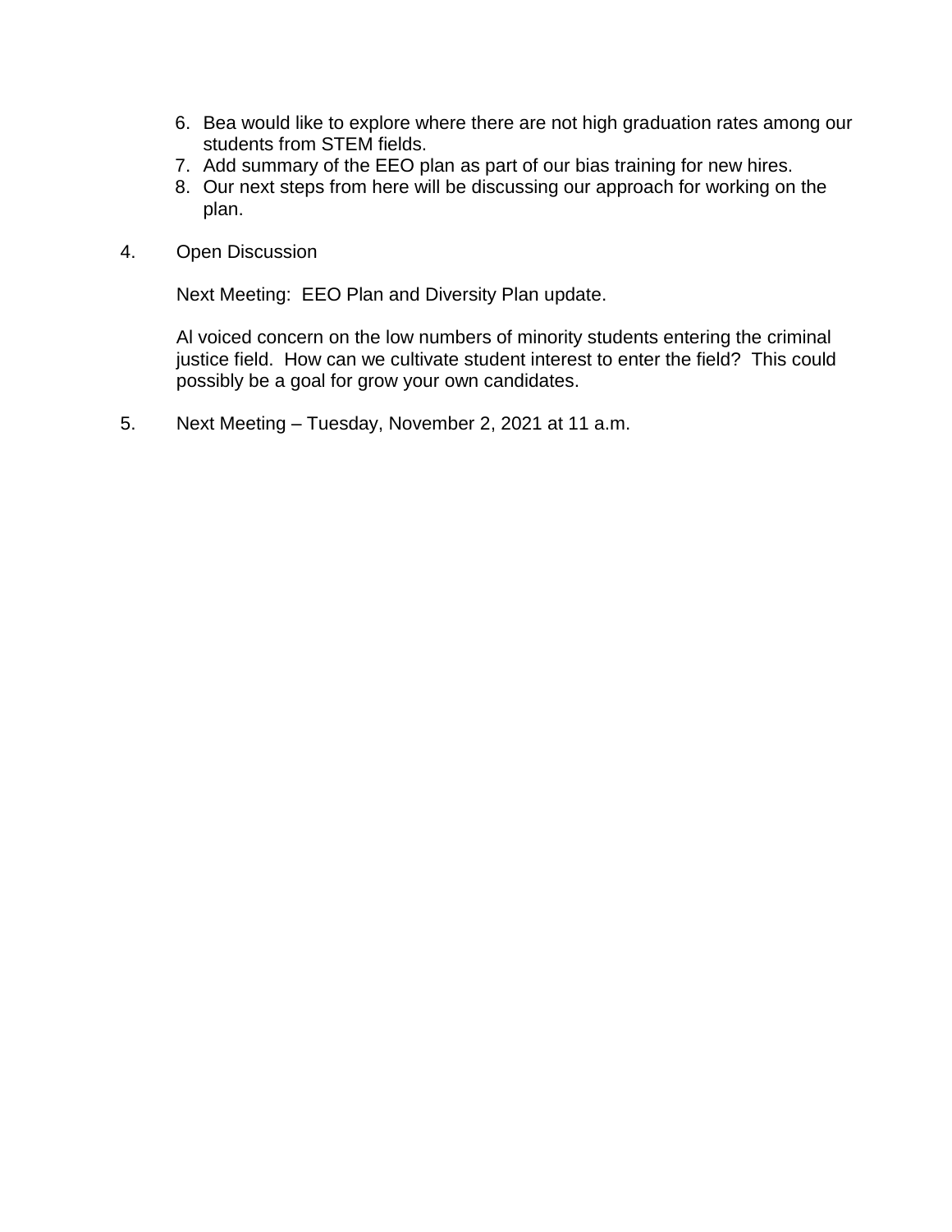6. Bea would like to explore where there are not high graduation rates among our students from STEM fields.
7. Add summary of the EEO plan as part of our bias training for new hires.
8. Our next steps from here will be discussing our approach for working on the plan.

4. Open Discussion

   Next Meeting: EEO Plan and Diversity Plan update.

   Al voiced concern on the low numbers of minority students entering the criminal justice field. How can we cultivate student interest to enter the field? This could possibly be a goal for grow your own candidates.

5. Next Meeting – Tuesday, November 2, 2021 at 11 a.m.